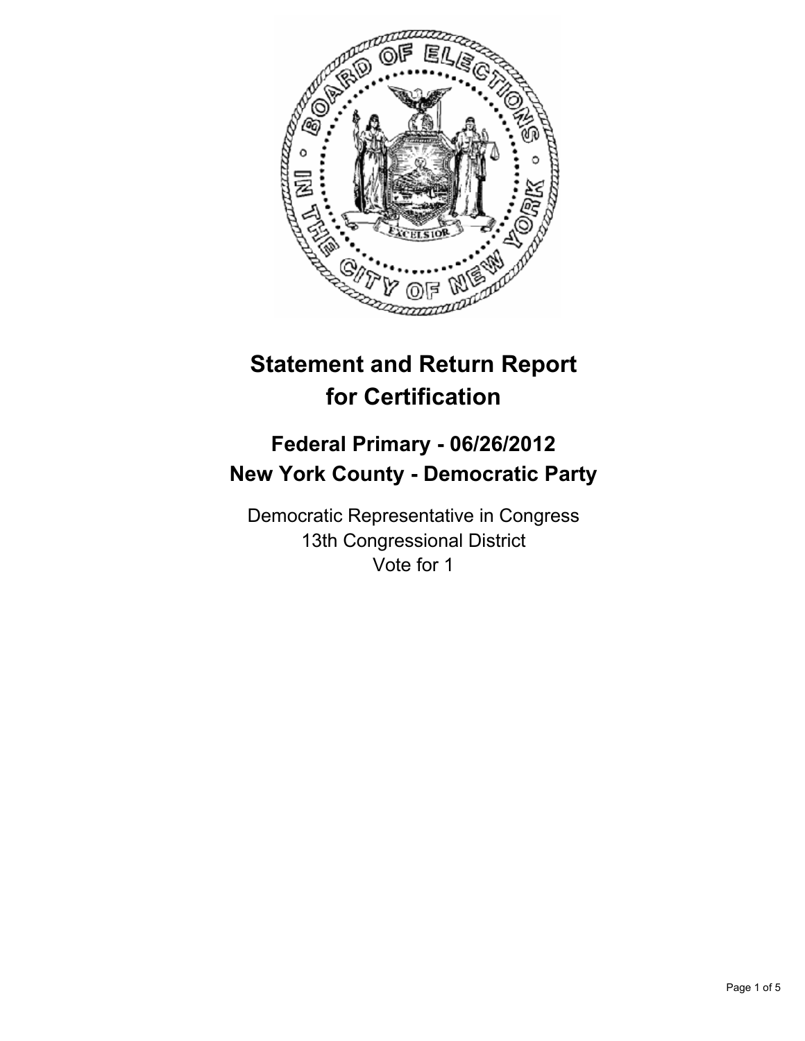# Statement and Return Report for Certification

## Federal Primary - 06/26/2012
## New York County - Democratic Party

Democratic Representative in Congress
13th Congressional District
Vote for 1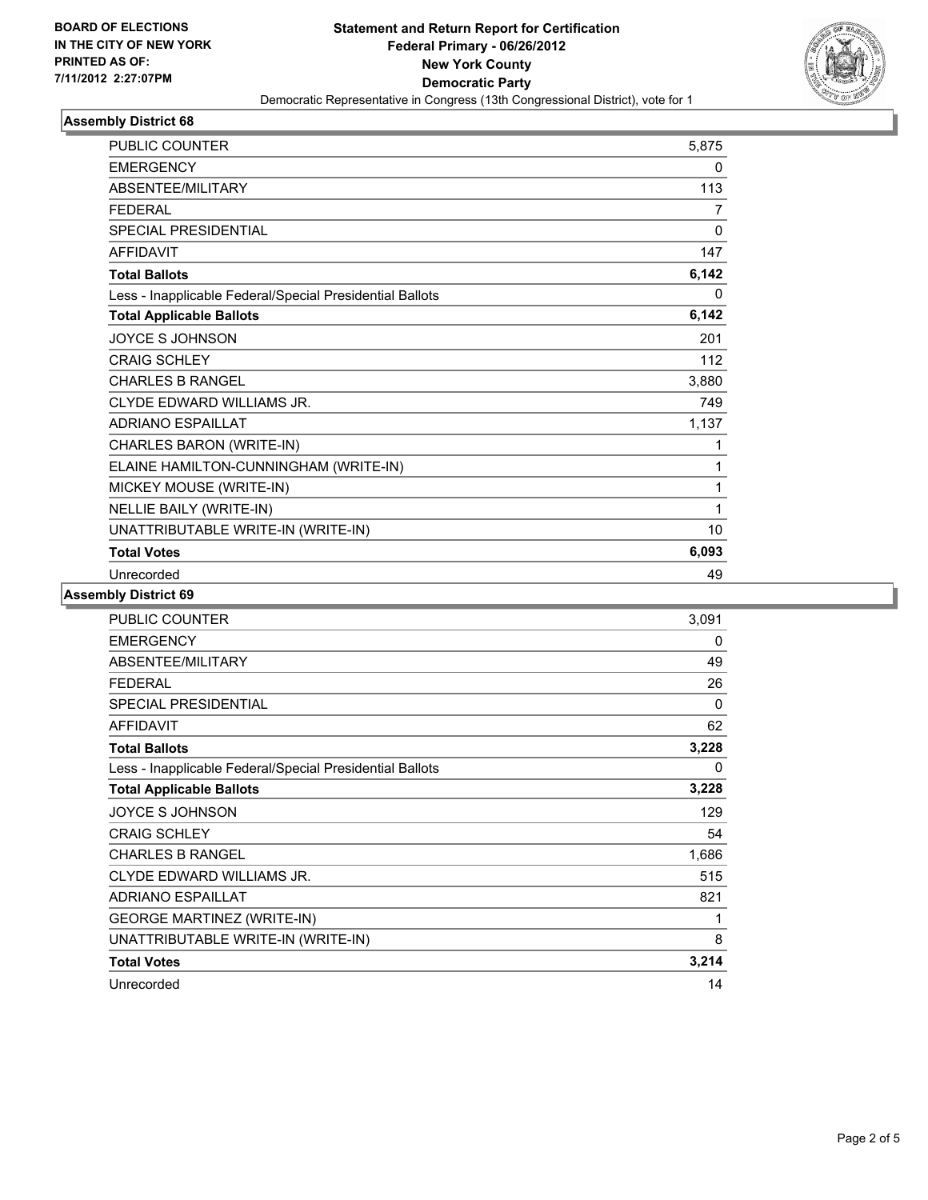**BOARD OF ELECTIONS IN THE CITY OF NEW YORK PRINTED AS OF: 7/11/2012 2:27:07PM**

# Statement and Return Report for Certification Federal Primary - 06/26/2012 New York County Democratic Party

Democratic Representative in Congress (13th Congressional District), vote for 1

## Assembly District 68

| | |
|---|---|
| PUBLIC COUNTER | 5,875 |
| EMERGENCY | 0 |
| ABSENTEE/MILITARY | 113 |
| FEDERAL | 7 |
| SPECIAL PRESIDENTIAL | 0 |
| AFFIDAVIT | 147 |
| **Total Ballots** | **6,142** |
| Less - Inapplicable Federal/Special Presidential Ballots | 0 |
| **Total Applicable Ballots** | **6,142** |
| JOYCE S JOHNSON | 201 |
| CRAIG SCHLEY | 112 |
| CHARLES B RANGEL | 3,880 |
| CLYDE EDWARD WILLIAMS JR. | 749 |
| ADRIANO ESPAILLAT | 1,137 |
| CHARLES BARON (WRITE-IN) | 1 |
| ELAINE HAMILTON-CUNNINGHAM (WRITE-IN) | 1 |
| MICKEY MOUSE (WRITE-IN) | 1 |
| NELLIE BAILY (WRITE-IN) | 1 |
| UNATTRIBUTABLE WRITE-IN (WRITE-IN) | 10 |
| **Total Votes** | **6,093** |
| Unrecorded | 49 |

## Assembly District 69

| | |
|---|---|
| PUBLIC COUNTER | 3,091 |
| EMERGENCY | 0 |
| ABSENTEE/MILITARY | 49 |
| FEDERAL | 26 |
| SPECIAL PRESIDENTIAL | 0 |
| AFFIDAVIT | 62 |
| **Total Ballots** | **3,228** |
| Less - Inapplicable Federal/Special Presidential Ballots | 0 |
| **Total Applicable Ballots** | **3,228** |
| JOYCE S JOHNSON | 129 |
| CRAIG SCHLEY | 54 |
| CHARLES B RANGEL | 1,686 |
| CLYDE EDWARD WILLIAMS JR. | 515 |
| ADRIANO ESPAILLAT | 821 |
| GEORGE MARTINEZ (WRITE-IN) | 1 |
| UNATTRIBUTABLE WRITE-IN (WRITE-IN) | 8 |
| **Total Votes** | **3,214** |
| Unrecorded | 14 |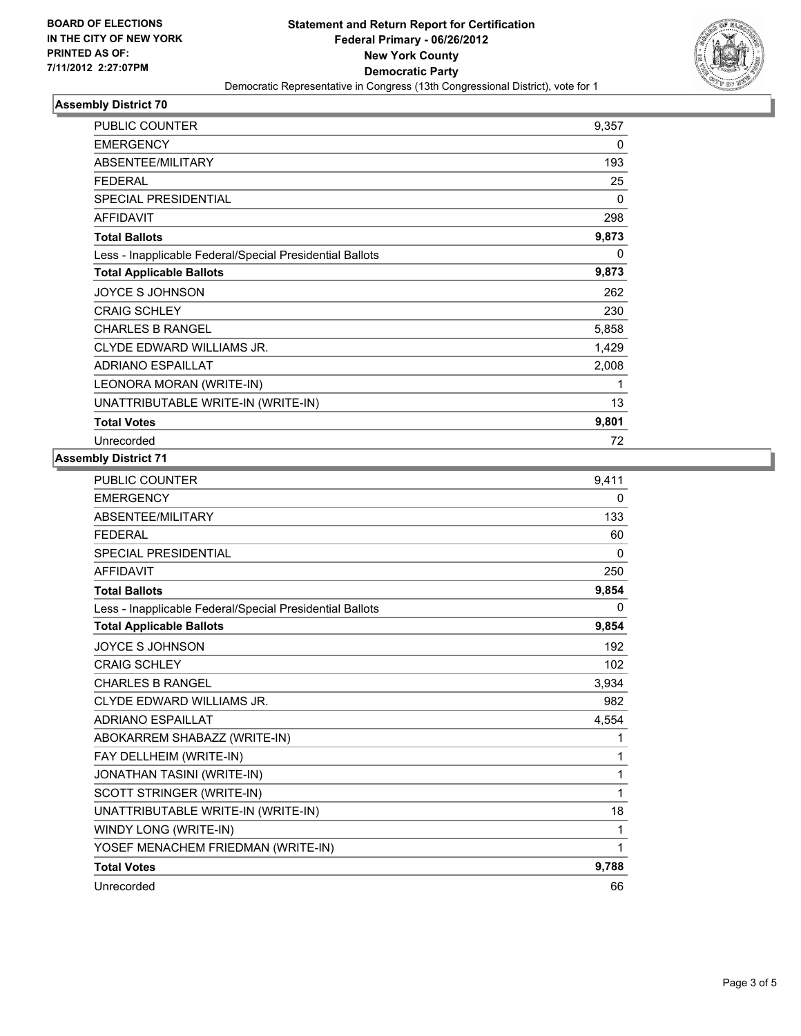BOARD OF ELECTIONS
IN THE CITY OF NEW YORK
PRINTED AS OF:
7/11/2012 2:27:07PM

**Statement and Return Report for Certification**
**Federal Primary - 06/26/2012**
**New York County**
**Democratic Party**
Democratic Representative in Congress (13th Congressional District), vote for 1

### Assembly District 70

| | |
|---|---|
| PUBLIC COUNTER | 9,357 |
| EMERGENCY | 0 |
| ABSENTEE/MILITARY | 193 |
| FEDERAL | 25 |
| SPECIAL PRESIDENTIAL | 0 |
| AFFIDAVIT | 298 |
| **Total Ballots** | **9,873** |
| Less - Inapplicable Federal/Special Presidential Ballots | 0 |
| **Total Applicable Ballots** | **9,873** |
| JOYCE S JOHNSON | 262 |
| CRAIG SCHLEY | 230 |
| CHARLES B RANGEL | 5,858 |
| CLYDE EDWARD WILLIAMS JR. | 1,429 |
| ADRIANO ESPAILLAT | 2,008 |
| LEONORA MORAN (WRITE-IN) | 1 |
| UNATTRIBUTABLE WRITE-IN (WRITE-IN) | 13 |
| **Total Votes** | **9,801** |
| Unrecorded | 72 |

### Assembly District 71

| | |
|---|---|
| PUBLIC COUNTER | 9,411 |
| EMERGENCY | 0 |
| ABSENTEE/MILITARY | 133 |
| FEDERAL | 60 |
| SPECIAL PRESIDENTIAL | 0 |
| AFFIDAVIT | 250 |
| **Total Ballots** | **9,854** |
| Less - Inapplicable Federal/Special Presidential Ballots | 0 |
| **Total Applicable Ballots** | **9,854** |
| JOYCE S JOHNSON | 192 |
| CRAIG SCHLEY | 102 |
| CHARLES B RANGEL | 3,934 |
| CLYDE EDWARD WILLIAMS JR. | 982 |
| ADRIANO ESPAILLAT | 4,554 |
| ABOKARREM SHABAZZ (WRITE-IN) | 1 |
| FAY DELLHEIM (WRITE-IN) | 1 |
| JONATHAN TASINI (WRITE-IN) | 1 |
| SCOTT STRINGER (WRITE-IN) | 1 |
| UNATTRIBUTABLE WRITE-IN (WRITE-IN) | 18 |
| WINDY LONG (WRITE-IN) | 1 |
| YOSEF MENACHEM FRIEDMAN (WRITE-IN) | 1 |
| **Total Votes** | **9,788** |
| Unrecorded | 66 |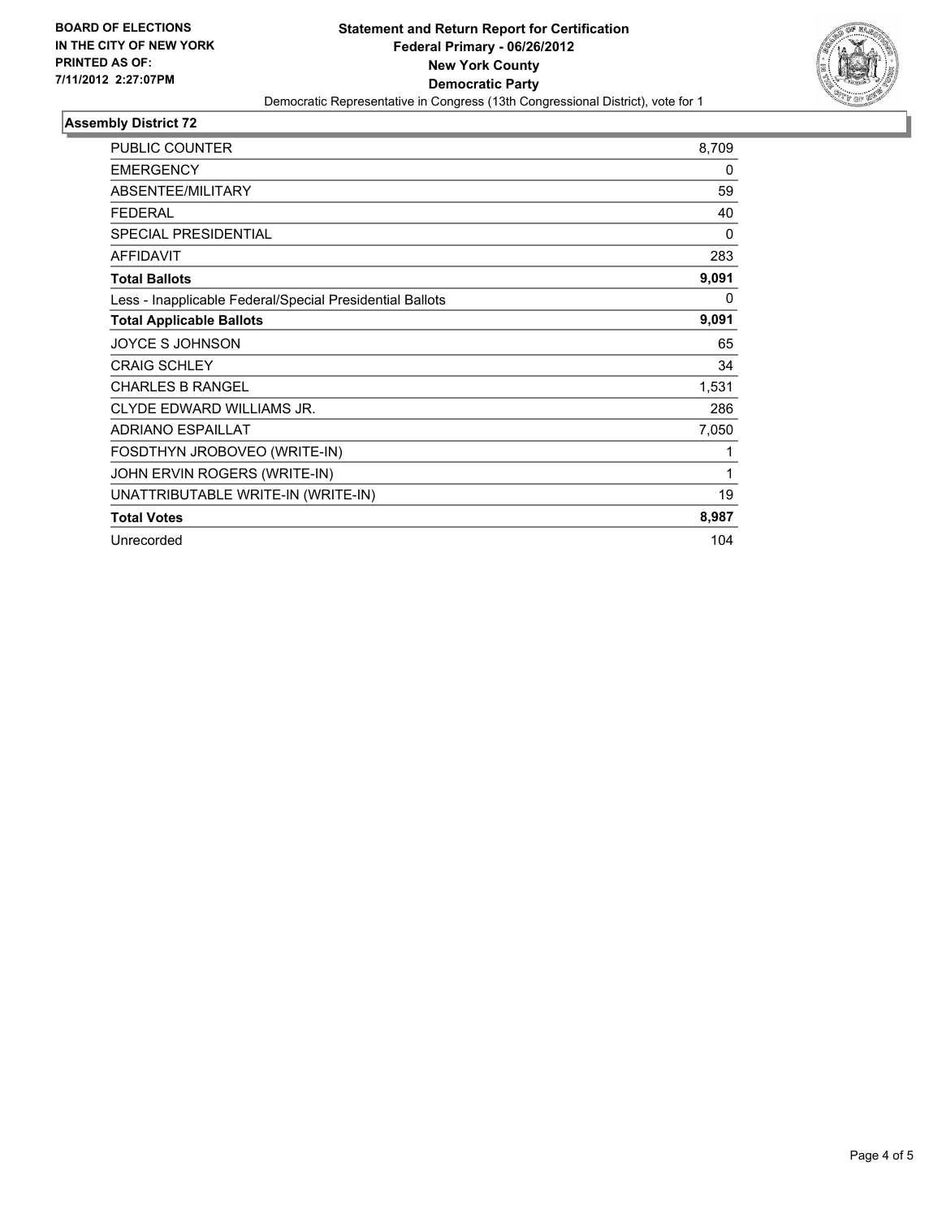**BOARD OF ELECTIONS IN THE CITY OF NEW YORK PRINTED AS OF: 7/11/2012 2:27:07PM**

**Statement and Return Report for Certification**
**Federal Primary - 06/26/2012**
**New York County**
**Democratic Party**
Democratic Representative in Congress (13th Congressional District), vote for 1

## Assembly District 72

| | |
|---|---|
| PUBLIC COUNTER | 8,709 |
| EMERGENCY | 0 |
| ABSENTEE/MILITARY | 59 |
| FEDERAL | 40 |
| SPECIAL PRESIDENTIAL | 0 |
| AFFIDAVIT | 283 |
| **Total Ballots** | **9,091** |
| Less - Inapplicable Federal/Special Presidential Ballots | 0 |
| **Total Applicable Ballots** | **9,091** |
| JOYCE S JOHNSON | 65 |
| CRAIG SCHLEY | 34 |
| CHARLES B RANGEL | 1,531 |
| CLYDE EDWARD WILLIAMS JR. | 286 |
| ADRIANO ESPAILLAT | 7,050 |
| FOSDTHYN JROBOVEO (WRITE-IN) | 1 |
| JOHN ERVIN ROGERS (WRITE-IN) | 1 |
| UNATTRIBUTABLE WRITE-IN (WRITE-IN) | 19 |
| **Total Votes** | **8,987** |
| Unrecorded | 104 |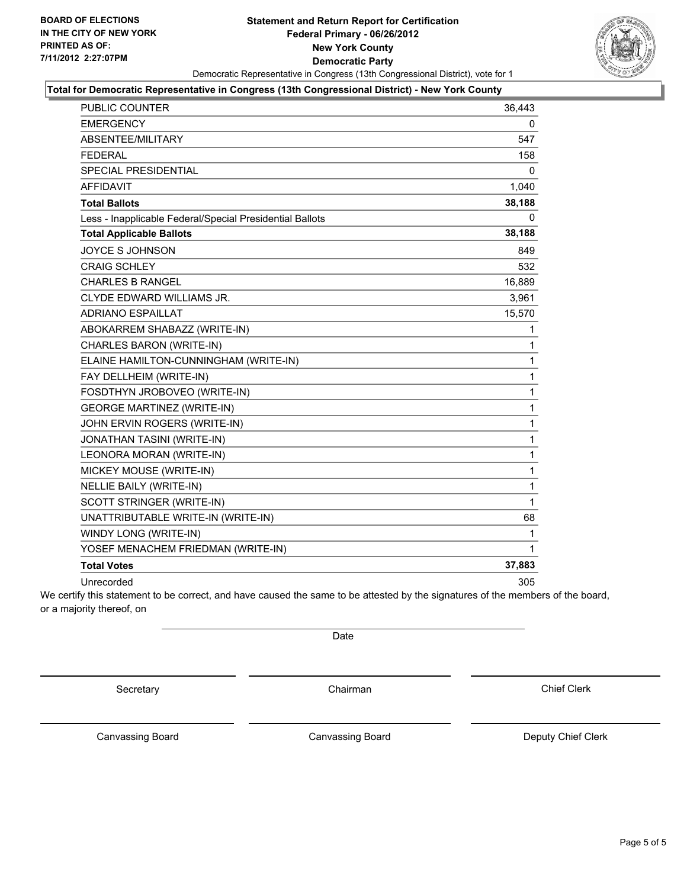**BOARD OF ELECTIONS**
**IN THE CITY OF NEW YORK**
**PRINTED AS OF:**
**7/11/2012 2:27:07PM**

# Statement and Return Report for Certification
## Federal Primary - 06/26/2012
## New York County
## Democratic Party

Democratic Representative in Congress (13th Congressional District), vote for 1

### Total for Democratic Representative in Congress (13th Congressional District) - New York County

| | |
|---|---|
| PUBLIC COUNTER | 36,443 |
| EMERGENCY | 0 |
| ABSENTEE/MILITARY | 547 |
| FEDERAL | 158 |
| SPECIAL PRESIDENTIAL | 0 |
| AFFIDAVIT | 1,040 |
| **Total Ballots** | **38,188** |
| Less - Inapplicable Federal/Special Presidential Ballots | 0 |
| **Total Applicable Ballots** | **38,188** |
| JOYCE S JOHNSON | 849 |
| CRAIG SCHLEY | 532 |
| CHARLES B RANGEL | 16,889 |
| CLYDE EDWARD WILLIAMS JR. | 3,961 |
| ADRIANO ESPAILLAT | 15,570 |
| ABOKARREM SHABAZZ (WRITE-IN) | 1 |
| CHARLES BARON (WRITE-IN) | 1 |
| ELAINE HAMILTON-CUNNINGHAM (WRITE-IN) | 1 |
| FAY DELLHEIM (WRITE-IN) | 1 |
| FOSDTHYN JROBOVEO (WRITE-IN) | 1 |
| GEORGE MARTINEZ (WRITE-IN) | 1 |
| JOHN ERVIN ROGERS (WRITE-IN) | 1 |
| JONATHAN TASINI (WRITE-IN) | 1 |
| LEONORA MORAN (WRITE-IN) | 1 |
| MICKEY MOUSE (WRITE-IN) | 1 |
| NELLIE BAILY (WRITE-IN) | 1 |
| SCOTT STRINGER (WRITE-IN) | 1 |
| UNATTRIBUTABLE WRITE-IN (WRITE-IN) | 68 |
| WINDY LONG (WRITE-IN) | 1 |
| YOSEF MENACHEM FRIEDMAN (WRITE-IN) | 1 |
| **Total Votes** | **37,883** |
| Unrecorded | 305 |

We certify this statement to be correct, and have caused the same to be attested by the signatures of the members of the board, or a majority thereof, on

Date

Secretary    Chairman    Chief Clerk

Canvassing Board    Canvassing Board    Deputy Chief Clerk